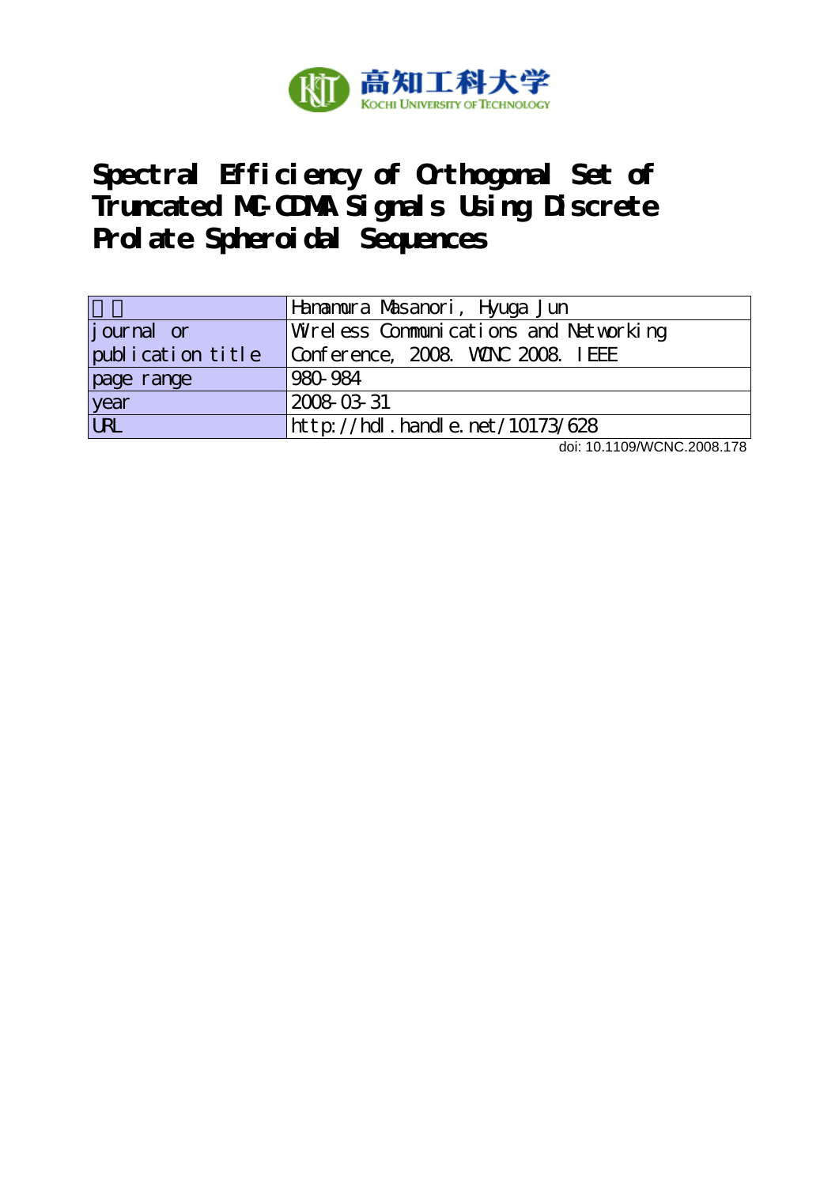高知工科大学
KOCHI UNIVERSITY OF TECHNOLOGY

# Spectral Efficiency of Orthogonal Set of Truncated MC-CDMA Signals Using Discrete Prolate Spheroidal Sequences

| 著者 | Hanamura Masanori, Hyuga Jun |
|---|---|
| journal or publication title | Wireless Communications and Networking Conference, 2008. WCNC 2008. IEEE |
| page range | 980-984 |
| year | 2008-03-31 |
| URL | http://hdl.handle.net/10173/628 |

doi: 10.1109/WCNC.2008.178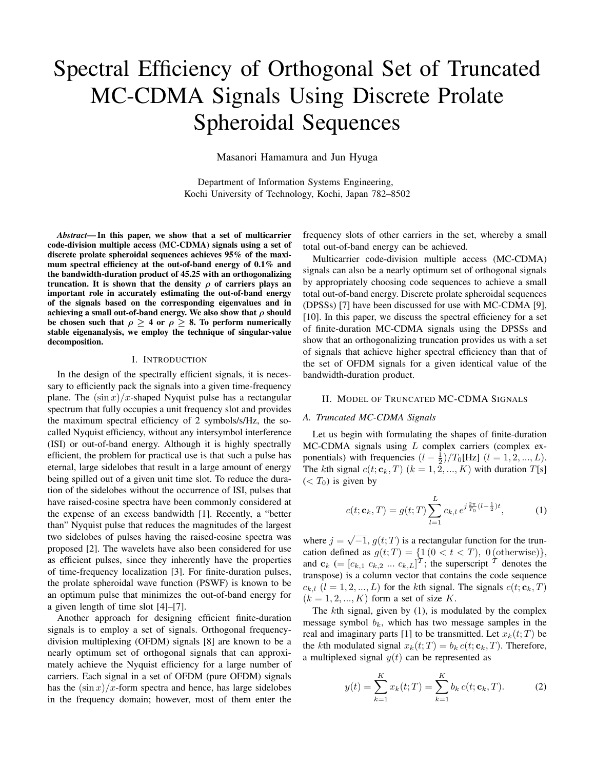# Spectral Efficiency of Orthogonal Set of Truncated MC-CDMA Signals Using Discrete Prolate Spheroidal Sequences

Masanori Hamamura and Jun Hyuga

Department of Information Systems Engineering,
Kochi University of Technology, Kochi, Japan 782–8502

***Abstract*— In this paper, we show that a set of multicarrier code-division multiple access (MC-CDMA) signals using a set of discrete prolate spheroidal sequences achieves 95% of the maximum spectral efficiency at the out-of-band energy of 0.1% and the bandwidth-duration product of 45.25 with an orthogonalizing truncation. It is shown that the density $\rho$ of carriers plays an important role in accurately estimating the out-of-band energy of the signals based on the corresponding eigenvalues and in achieving a small out-of-band energy. We also show that $\rho$ should be chosen such that $\rho \geq 4$ or $\rho \geq 8$. To perform numerically stable eigenanalysis, we employ the technique of singular-value decomposition.**

## I. Introduction

In the design of the spectrally efficient signals, it is necessary to efficiently pack the signals into a given time-frequency plane. The $(\sin x)/x$-shaped Nyquist pulse has a rectangular spectrum that fully occupies a unit frequency slot and provides the maximum spectral efficiency of 2 symbols/s/Hz, the so-called Nyquist efficiency, without any intersymbol interference (ISI) or out-of-band energy. Although it is highly spectrally efficient, the problem for practical use is that such a pulse has eternal, large sidelobes that result in a large amount of energy being spilled out of a given unit time slot. To reduce the duration of the sidelobes without the occurrence of ISI, pulses that have raised-cosine spectra have been commonly considered at the expense of an excess bandwidth [1]. Recently, a "better than" Nyquist pulse that reduces the magnitudes of the largest two sidelobes of pulses having the raised-cosine spectra was proposed [2]. The wavelets have also been considered for use as efficient pulses, since they inherently have the properties of time-frequency localization [3]. For finite-duration pulses, the prolate spheroidal wave function (PSWF) is known to be an optimum pulse that minimizes the out-of-band energy for a given length of time slot [4]–[7].

Another approach for designing efficient finite-duration signals is to employ a set of signals. Orthogonal frequency-division multiplexing (OFDM) signals [8] are known to be a nearly optimum set of orthogonal signals that can approximately achieve the Nyquist efficiency for a large number of carriers. Each signal in a set of OFDM (pure OFDM) signals has the $(\sin x)/x$-form spectra and hence, has large sidelobes in the frequency domain; however, most of them enter the frequency slots of other carriers in the set, whereby a small total out-of-band energy can be achieved.

Multicarrier code-division multiple access (MC-CDMA) signals can also be a nearly optimum set of orthogonal signals by appropriately choosing code sequences to achieve a small total out-of-band energy. Discrete prolate spheroidal sequences (DPSSs) [7] have been discussed for use with MC-CDMA [9], [10]. In this paper, we discuss the spectral efficiency for a set of finite-duration MC-CDMA signals using the DPSSs and show that an orthogonalizing truncation provides us with a set of signals that achieve higher spectral efficiency than that of the set of OFDM signals for a given identical value of the bandwidth-duration product.

## II. Model of Truncated MC-CDMA Signals

### A. Truncated MC-CDMA Signals

Let us begin with formulating the shapes of finite-duration MC-CDMA signals using $L$ complex carriers (complex exponentials) with frequencies $(l - \frac{1}{2})/T_0$[Hz] $(l = 1, 2, ..., L)$. The $k$th signal $c(t; \mathbf{c}_k, T)$ $(k = 1, 2, ..., K)$ with duration $T$[s] $(< T_0)$ is given by

$$c(t; \mathbf{c}_k, T) = g(t; T) \sum_{l=1}^{L} c_{k,l}\, e^{j\frac{2\pi}{T_0}(l-\frac{1}{2})t}, \tag{1}$$

where $j = \sqrt{-1}$, $g(t; T)$ is a rectangular function for the truncation defined as $g(t; T) = \{1\,(0 < t < T),\ 0\,(\text{otherwise})\}$, and $\mathbf{c}_k$ $(= [c_{k,1}\ c_{k,2}\ ...\ c_{k,L}]^T$; the superscript $^T$ denotes the transpose) is a column vector that contains the code sequence $c_{k,l}$ $(l = 1, 2, ..., L)$ for the $k$th signal. The signals $c(t; \mathbf{c}_k, T)$ $(k = 1, 2, ..., K)$ form a set of size $K$.

The $k$th signal, given by (1), is modulated by the complex message symbol $b_k$, which has two message samples in the real and imaginary parts [1] to be transmitted. Let $x_k(t; T)$ be the $k$th modulated signal $x_k(t; T) = b_k\, c(t; \mathbf{c}_k, T)$. Therefore, a multiplexed signal $y(t)$ can be represented as

$$y(t) = \sum_{k=1}^{K} x_k(t; T) = \sum_{k=1}^{K} b_k\, c(t; \mathbf{c}_k, T). \tag{2}$$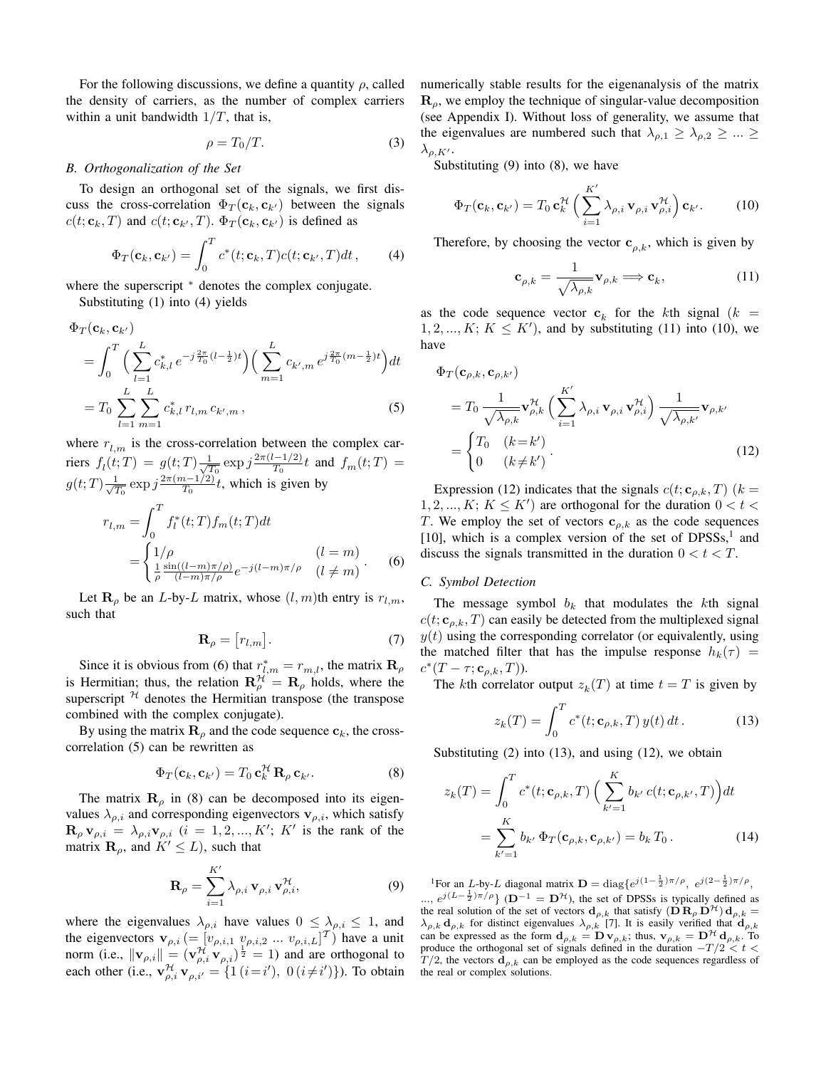For the following discussions, we define a quantity $\rho$, called the density of carriers, as the number of complex carriers within a unit bandwidth $1/T$, that is,

$$\rho = T_0/T. \tag{3}$$

### B. Orthogonalization of the Set

To design an orthogonal set of the signals, we first discuss the cross-correlation $\Phi_T(\mathbf{c}_k, \mathbf{c}_{k'})$ between the signals $c(t;\mathbf{c}_k, T)$ and $c(t;\mathbf{c}_{k'}, T)$. $\Phi_T(\mathbf{c}_k, \mathbf{c}_{k'})$ is defined as

$$\Phi_T(\mathbf{c}_k, \mathbf{c}_{k'}) = \int_0^T c^*(t;\mathbf{c}_k, T) c(t;\mathbf{c}_{k'}, T) dt\,, \tag{4}$$

where the superscript $^*$ denotes the complex conjugate.

Substituting (1) into (4) yields

$$\begin{aligned}
&\Phi_T(\mathbf{c}_k, \mathbf{c}_{k'}) \\
&= \int_0^T \Big( \sum_{l=1}^{L} c_{k,l}^*\, e^{-j\frac{2\pi}{T_0}(l-\frac{1}{2})t} \Big) \Big( \sum_{m=1}^{L} c_{k',m}\, e^{j\frac{2\pi}{T_0}(m-\frac{1}{2})t} \Big) dt \\
&= T_0 \sum_{l=1}^{L} \sum_{m=1}^{L} c_{k,l}^*\, r_{l,m}\, c_{k',m}\,,
\end{aligned} \tag{5}$$

where $r_{l,m}$ is the cross-correlation between the complex carriers $f_l(t;T) = g(t;T)\frac{1}{\sqrt{T_0}} \exp j\frac{2\pi(l-1/2)}{T_0}t$ and $f_m(t;T) = g(t;T)\frac{1}{\sqrt{T_0}} \exp j\frac{2\pi(m-1/2)}{T_0}t$, which is given by

$$\begin{aligned}
r_{l,m} &= \int_0^T f_l^*(t;T) f_m(t;T) dt \\
&= \begin{cases} 1/\rho & (l=m) \\ \frac{1}{\rho}\frac{\sin((l-m)\pi/\rho)}{(l-m)\pi/\rho} e^{-j(l-m)\pi/\rho} & (l \neq m) \end{cases}.
\end{aligned} \tag{6}$$

Let $\mathbf{R}_\rho$ be an $L$-by-$L$ matrix, whose $(l,m)$th entry is $r_{l,m}$, such that

$$\mathbf{R}_\rho = \big[ r_{l,m} \big]. \tag{7}$$

Since it is obvious from (6) that $r_{l,m}^* = r_{m,l}$, the matrix $\mathbf{R}_\rho$ is Hermitian; thus, the relation $\mathbf{R}_\rho^{\mathcal{H}} = \mathbf{R}_\rho$ holds, where the superscript $^{\mathcal{H}}$ denotes the Hermitian transpose (the transpose combined with the complex conjugate).

By using the matrix $\mathbf{R}_\rho$ and the code sequence $\mathbf{c}_k$, the cross-correlation (5) can be rewritten as

$$\Phi_T(\mathbf{c}_k, \mathbf{c}_{k'}) = T_0\, \mathbf{c}_k^{\mathcal{H}}\, \mathbf{R}_\rho\, \mathbf{c}_{k'}. \tag{8}$$

The matrix $\mathbf{R}_\rho$ in (8) can be decomposed into its eigenvalues $\lambda_{\rho,i}$ and corresponding eigenvectors $\mathbf{v}_{\rho,i}$, which satisfy $\mathbf{R}_\rho\, \mathbf{v}_{\rho,i} = \lambda_{\rho,i} \mathbf{v}_{\rho,i}$ ($i = 1, 2, ..., K'$; $K'$ is the rank of the matrix $\mathbf{R}_\rho$, and $K' \le L$), such that

$$\mathbf{R}_\rho = \sum_{i=1}^{K'} \lambda_{\rho,i}\, \mathbf{v}_{\rho,i}\, \mathbf{v}_{\rho,i}^{\mathcal{H}}, \tag{9}$$

where the eigenvalues $\lambda_{\rho,i}$ have values $0 \le \lambda_{\rho,i} \le 1$, and the eigenvectors $\mathbf{v}_{\rho,i}$ $(= [v_{\rho,i,1}\ v_{\rho,i,2}\ ...\ v_{\rho,i,L}]^T)$ have a unit norm (i.e., $\|\mathbf{v}_{\rho,i}\| = (\mathbf{v}_{\rho,i}^{\mathcal{H}}\, \mathbf{v}_{\rho,i})^{\frac{1}{2}} = 1$) and are orthogonal to each other (i.e., $\mathbf{v}_{\rho,i}^{\mathcal{H}}\, \mathbf{v}_{\rho,i'} = \{1\,(i=i'),\ 0\,(i \neq i')\}$). To obtain numerically stable results for the eigenanalysis of the matrix $\mathbf{R}_\rho$, we employ the technique of singular-value decomposition (see Appendix I). Without loss of generality, we assume that the eigenvalues are numbered such that $\lambda_{\rho,1} \ge \lambda_{\rho,2} \ge ... \ge \lambda_{\rho,K'}$.

Substituting (9) into (8), we have

$$\Phi_T(\mathbf{c}_k, \mathbf{c}_{k'}) = T_0\, \mathbf{c}_k^{\mathcal{H}} \Big( \sum_{i=1}^{K'} \lambda_{\rho,i}\, \mathbf{v}_{\rho,i}\, \mathbf{v}_{\rho,i}^{\mathcal{H}} \Big) \mathbf{c}_{k'}. \tag{10}$$

Therefore, by choosing the vector $\mathbf{c}_{\rho,k}$, which is given by

$$\mathbf{c}_{\rho,k} = \frac{1}{\sqrt{\lambda_{\rho,k}}} \mathbf{v}_{\rho,k} \Longrightarrow \mathbf{c}_k, \tag{11}$$

as the code sequence vector $\mathbf{c}_k$ for the $k$th signal ($k = 1, 2, ..., K$; $K \le K'$), and by substituting (11) into (10), we have

$$\begin{aligned}
&\Phi_T(\mathbf{c}_{\rho,k}, \mathbf{c}_{\rho,k'}) \\
&= T_0 \frac{1}{\sqrt{\lambda_{\rho,k}}} \mathbf{v}_{\rho,k}^{\mathcal{H}} \Big( \sum_{i=1}^{K'} \lambda_{\rho,i}\, \mathbf{v}_{\rho,i}\, \mathbf{v}_{\rho,i}^{\mathcal{H}} \Big) \frac{1}{\sqrt{\lambda_{\rho,k'}}} \mathbf{v}_{\rho,k'} \\
&= \begin{cases} T_0 & (k=k') \\ 0 & (k \neq k') \end{cases}.
\end{aligned} \tag{12}$$

Expression (12) indicates that the signals $c(t;\mathbf{c}_{\rho,k}, T)$ ($k = 1, 2, ..., K$; $K \le K'$) are orthogonal for the duration $0 < t < T$. We employ the set of vectors $\mathbf{c}_{\rho,k}$ as the code sequences [10], which is a complex version of the set of DPSSs,[1] and discuss the signals transmitted in the duration $0 < t < T$.

### C. Symbol Detection

The message symbol $b_k$ that modulates the $k$th signal $c(t;\mathbf{c}_{\rho,k}, T)$ can easily be detected from the multiplexed signal $y(t)$ using the corresponding correlator (or equivalently, using the matched filter that has the impulse response $h_k(\tau) = c^*(T-\tau;\mathbf{c}_{\rho,k}, T)$).

The $k$th correlator output $z_k(T)$ at time $t = T$ is given by

$$z_k(T) = \int_0^T c^*(t;\mathbf{c}_{\rho,k}, T)\, y(t)\, dt\,. \tag{13}$$

Substituting (2) into (13), and using (12), we obtain

$$\begin{aligned}
z_k(T) &= \int_0^T c^*(t;\mathbf{c}_{\rho,k}, T) \Big( \sum_{k'=1}^{K} b_{k'}\, c(t;\mathbf{c}_{\rho,k'}, T) \Big) dt \\
&= \sum_{k'=1}^{K} b_{k'}\, \Phi_T(\mathbf{c}_{\rho,k}, \mathbf{c}_{\rho,k'}) = b_k\, T_0\,.
\end{aligned} \tag{14}$$

[1]For an $L$-by-$L$ diagonal matrix $\mathbf{D} = \mathrm{diag}\{e^{j(1-\frac{1}{2})\pi/\rho},\ e^{j(2-\frac{1}{2})\pi/\rho},\ ...,\ e^{j(L-\frac{1}{2})\pi/\rho}\}$ ($\mathbf{D}^{-1} = \mathbf{D}^{\mathcal{H}}$), the set of DPSSs is typically defined as the real solution of the set of vectors $\mathbf{d}_{\rho,k}$ that satisfy $(\mathbf{D}\,\mathbf{R}_\rho\,\mathbf{D}^{\mathcal{H}})\,\mathbf{d}_{\rho,k} = \lambda_{\rho,k}\,\mathbf{d}_{\rho,k}$ for distinct eigenvalues $\lambda_{\rho,k}$ [7]. It is easily verified that $\mathbf{d}_{\rho,k}$ can be expressed as the form $\mathbf{d}_{\rho,k} = \mathbf{D}\,\mathbf{v}_{\rho,k}$; thus, $\mathbf{v}_{\rho,k} = \mathbf{D}^{\mathcal{H}}\,\mathbf{d}_{\rho,k}$. To produce the orthogonal set of signals defined in the duration $-T/2 < t < T/2$, the vectors $\mathbf{d}_{\rho,k}$ can be employed as the code sequences regardless of the real or complex solutions.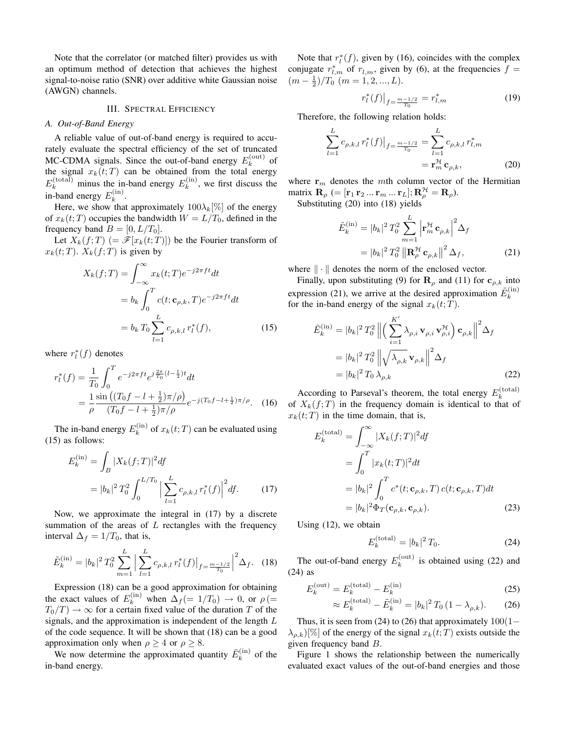Note that the correlator (or matched filter) provides us with an optimum method of detection that achieves the highest signal-to-noise ratio (SNR) over additive white Gaussian noise (AWGN) channels.

## III. Spectral Efficiency

### A. Out-of-Band Energy

A reliable value of out-of-band energy is required to accurately evaluate the spectral efficiency of the set of truncated MC-CDMA signals. Since the out-of-band energy $E_k^{(\mathrm{out})}$ of the signal $x_k(t;T)$ can be obtained from the total energy $E_k^{(\mathrm{total})}$ minus the in-band energy $E_k^{(\mathrm{in})}$, we first discuss the in-band energy $E_k^{(\mathrm{in})}$.

Here, we show that approximately $100\lambda_k[\%]$ of the energy of $x_k(t;T)$ occupies the bandwidth $W = L/T_0$, defined in the frequency band $B = [0, L/T_0]$.

Let $X_k(f;T)$ $(= \mathscr{F}[x_k(t;T)])$ be the Fourier transform of $x_k(t;T)$. $X_k(f;T)$ is given by

$$
\begin{aligned}
X_k(f;T) &= \int_{-\infty}^{\infty} x_k(t;T) e^{-j2\pi ft} dt \\
&= b_k \int_0^T c(t;\mathbf{c}_{\rho,k},T) e^{-j2\pi ft} dt \\
&= b_k\, T_0 \sum_{l=1}^{L} c_{\rho,k,l}\, r_l^*(f), \qquad (15)
\end{aligned}
$$

where $r_l^*(f)$ denotes

$$
\begin{aligned}
r_l^*(f) &= \frac{1}{T_0}\int_0^T e^{-j2\pi ft} e^{j\frac{2\pi}{T_0}(l-\frac{1}{2})t} dt \\
&= \frac{1}{\rho} \frac{\sin\left((T_0 f - l + \frac{1}{2})\pi/\rho\right)}{(T_0 f - l + \frac{1}{2})\pi/\rho} e^{-j(T_0 f - l + \frac{1}{2})\pi/\rho}. \qquad (16)
\end{aligned}
$$

The in-band energy $E_k^{(\mathrm{in})}$ of $x_k(t;T)$ can be evaluated using (15) as follows:

$$
\begin{aligned}
E_k^{(\mathrm{in})} &= \int_B |X_k(f;T)|^2 df \\
&= |b_k|^2\, T_0^2 \int_0^{L/T_0} \Big| \sum_{l=1}^{L} c_{\rho,k,l}\, r_l^*(f) \Big|^2 df. \qquad (17)
\end{aligned}
$$

Now, we approximate the integral in (17) by a discrete summation of the areas of $L$ rectangles with the frequency interval $\Delta_f = 1/T_0$, that is,

$$
\tilde{E}_k^{(\mathrm{in})} = |b_k|^2\, T_0^2 \sum_{m=1}^{L} \Big| \sum_{l=1}^{L} c_{\rho,k,l}\, r_l^*(f)\big|_{f=\frac{m-1/2}{T_0}} \Big|^2 \Delta_f. \quad (18)
$$

Expression (18) can be a good approximation for obtaining the exact values of $E_k^{(\mathrm{in})}$ when $\Delta_f (= 1/T_0) \to 0$, or $\rho (= T_0/T) \to \infty$ for a certain fixed value of the duration $T$ of the signals, and the approximation is independent of the length $L$ of the code sequence. It will be shown that (18) can be a good approximation only when $\rho \geq 4$ or $\rho \geq 8$.

We now determine the approximated quantity $\tilde{E}_k^{(\mathrm{in})}$ of the in-band energy.

Note that $r_l^*(f)$, given by (16), coincides with the complex conjugate $r_{l,m}^*$ of $r_{l,m}$, given by (6), at the frequencies $f = (m - \frac{1}{2})/T_0$ $(m = 1, 2, ..., L)$.

$$
r_l^*(f)\big|_{f=\frac{m-1/2}{T_0}} = r_{l,m}^* \qquad (19)
$$

Therefore, the following relation holds:

$$
\begin{aligned}
\sum_{l=1}^{L} c_{\rho,k,l}\, r_l^*(f)\big|_{f=\frac{m-1/2}{T_0}} &= \sum_{l=1}^{L} c_{\rho,k,l}\, r_{l,m}^* \\
&= \mathbf{r}_m^{\mathcal{H}}\, \mathbf{c}_{\rho,k}, \qquad (20)
\end{aligned}
$$

where $\mathbf{r}_m$ denotes the $m$th column vector of the Hermitian matrix $\mathbf{R}_\rho$ $(= [\mathbf{r}_1\, \mathbf{r}_2 \ldots \mathbf{r}_m \ldots \mathbf{r}_L]; \mathbf{R}_\rho^{\mathcal{H}} = \mathbf{R}_\rho)$.

Substituting (20) into (18) yields

$$
\begin{aligned}
\tilde{E}_k^{(\mathrm{in})} &= |b_k|^2\, T_0^2 \sum_{m=1}^{L} \left| \mathbf{r}_m^{\mathcal{H}}\, \mathbf{c}_{\rho,k} \right|^2 \Delta_f \\
&= |b_k|^2\, T_0^2 \left\| \mathbf{R}_\rho^{\mathcal{H}}\, \mathbf{c}_{\rho,k} \right\|^2 \Delta_f, \qquad (21)
\end{aligned}
$$

where $\|\cdot\|$ denotes the norm of the enclosed vector.

Finally, upon substituting (9) for $\mathbf{R}_\rho$ and (11) for $\mathbf{c}_{\rho,k}$ into expression (21), we arrive at the desired approximation $\tilde{E}_k^{(\mathrm{in})}$ for the in-band energy of the signal $x_k(t;T)$.

$$
\begin{aligned}
\tilde{E}_k^{(\mathrm{in})} &= |b_k|^2\, T_0^2 \left\| \Big( \sum_{i=1}^{K'} \lambda_{\rho,i}\, \mathbf{v}_{\rho,i}\, \mathbf{v}_{\rho,i}^{\mathcal{H}} \Big) \mathbf{c}_{\rho,k} \right\|^2 \Delta_f \\
&= |b_k|^2\, T_0^2 \left\| \sqrt{\lambda_{\rho,k}}\, \mathbf{v}_{\rho,k} \right\|^2 \Delta_f \\
&= |b_k|^2\, T_0\, \lambda_{\rho,k} \qquad (22)
\end{aligned}
$$

According to Parseval's theorem, the total energy $E_k^{(\mathrm{total})}$ of $X_k(f;T)$ in the frequency domain is identical to that of $x_k(t;T)$ in the time domain, that is,

$$
\begin{aligned}
E_k^{(\mathrm{total})} &= \int_{-\infty}^{\infty} |X_k(f;T)|^2 df \\
&= \int_0^T |x_k(t;T)|^2 dt \\
&= |b_k|^2 \int_0^T c^*(t;\mathbf{c}_{\rho,k},T)\, c(t;\mathbf{c}_{\rho,k},T) dt \\
&= |b_k|^2 \Phi_T(\mathbf{c}_{\rho,k}, \mathbf{c}_{\rho,k}). \qquad (23)
\end{aligned}
$$

Using (12), we obtain

$$
E_k^{(\mathrm{total})} = |b_k|^2\, T_0. \qquad (24)
$$

The out-of-band energy $E_k^{(\mathrm{out})}$ is obtained using (22) and (24) as

$$
\begin{aligned}
E_k^{(\mathrm{out})} &= E_k^{(\mathrm{total})} - E_k^{(\mathrm{in})} \qquad (25) \\
&\approx E_k^{(\mathrm{total})} - \tilde{E}_k^{(\mathrm{in})} = |b_k|^2\, T_0\, (1 - \lambda_{\rho,k}). \qquad (26)
\end{aligned}
$$

Thus, it is seen from (24) to (26) that approximately $100(1 - \lambda_{\rho,k})[\%]$ of the energy of the signal $x_k(t;T)$ exists outside the given frequency band $B$.

Figure 1 shows the relationship between the numerically evaluated exact values of the out-of-band energies and those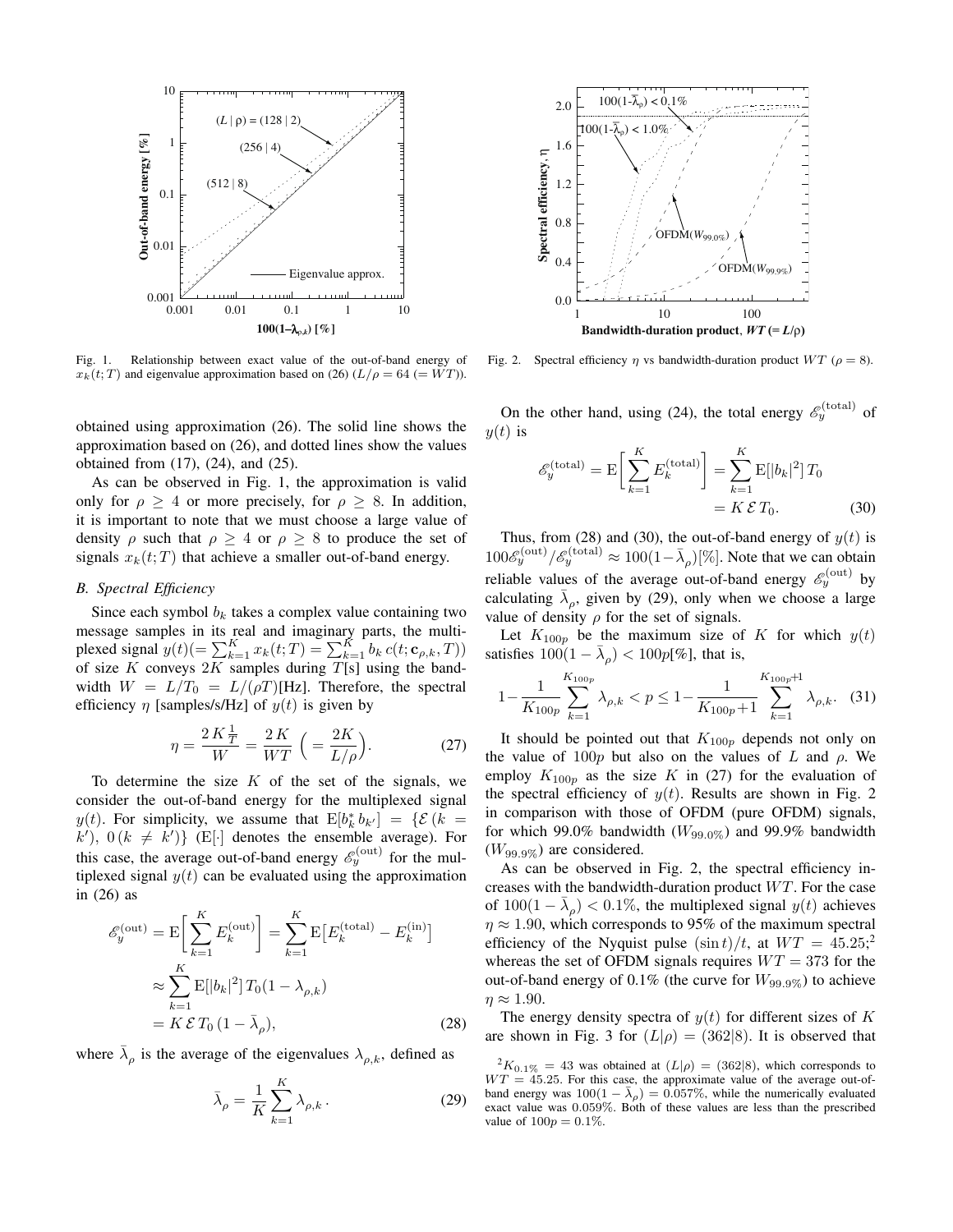Fig. 1. Relationship between exact value of the out-of-band energy of $x_k(t;T)$ and eigenvalue approximation based on (26) ($L/\rho = 64$ $(= WT)$).

Fig. 2. Spectral efficiency $\eta$ vs bandwidth-duration product $WT$ ($\rho = 8$).

obtained using approximation (26). The solid line shows the approximation based on (26), and dotted lines show the values obtained from (17), (24), and (25).

As can be observed in Fig. 1, the approximation is valid only for $\rho \geq 4$ or more precisely, for $\rho \geq 8$. In addition, it is important to note that we must choose a large value of density $\rho$ such that $\rho \geq 4$ or $\rho \geq 8$ to produce the set of signals $x_k(t;T)$ that achieve a smaller out-of-band energy.

### B. Spectral Efficiency

Since each symbol $b_k$ takes a complex value containing two message samples in its real and imaginary parts, the multiplexed signal $y(t)(= \sum_{k=1}^{K} x_k(t;T) = \sum_{k=1}^{K} b_k\, c(t; \mathbf{c}_{\rho,k}, T))$ of size $K$ conveys $2K$ samples during $T$[s] using the bandwidth $W = L/T_0 = L/(\rho T)$[Hz]. Therefore, the spectral efficiency $\eta$ [samples/s/Hz] of $y(t)$ is given by

$$\eta = \frac{2\,K\,\frac{1}{T}}{W} = \frac{2\,K}{WT}\ \Big(= \frac{2K}{L/\rho}\Big). \tag{27}$$

To determine the size $K$ of the set of the signals, we consider the out-of-band energy for the multiplexed signal $y(t)$. For simplicity, we assume that $\mathrm{E}[b_k^* b_{k'}] = \{\mathcal{E}\,(k = k'),\ 0\,(k \neq k')\}$ ($\mathrm{E}[\cdot]$ denotes the ensemble average). For this case, the average out-of-band energy $\mathscr{E}_y^{(\mathrm{out})}$ for the multiplexed signal $y(t)$ can be evaluated using the approximation in (26) as

$$\begin{aligned}
\mathscr{E}_y^{(\mathrm{out})} &= \mathrm{E}\bigg[\sum_{k=1}^{K} E_k^{(\mathrm{out})}\bigg] = \sum_{k=1}^{K} \mathrm{E}\big[E_k^{(\mathrm{total})} - E_k^{(\mathrm{in})}\big] \\
&\approx \sum_{k=1}^{K} \mathrm{E}[|b_k|^2]\, T_0 (1 - \lambda_{\rho,k}) \\
&= K\,\mathcal{E}\,T_0\,(1 - \bar{\lambda}_\rho),
\end{aligned} \tag{28}$$

where $\bar{\lambda}_\rho$ is the average of the eigenvalues $\lambda_{\rho,k}$, defined as

$$\bar{\lambda}_\rho = \frac{1}{K} \sum_{k=1}^{K} \lambda_{\rho,k}\,. \tag{29}$$

On the other hand, using (24), the total energy $\mathscr{E}_y^{(\mathrm{total})}$ of $y(t)$ is

$$\begin{aligned}
\mathscr{E}_y^{(\mathrm{total})} = \mathrm{E}\bigg[\sum_{k=1}^{K} E_k^{(\mathrm{total})}\bigg] &= \sum_{k=1}^{K} \mathrm{E}[|b_k|^2]\, T_0 \\
&= K\,\mathcal{E}\,T_0.
\end{aligned} \tag{30}$$

Thus, from (28) and (30), the out-of-band energy of $y(t)$ is $100\mathscr{E}_y^{(\mathrm{out})}/\mathscr{E}_y^{(\mathrm{total})} \approx 100(1-\bar{\lambda}_\rho)[\%]$. Note that we can obtain reliable values of the average out-of-band energy $\mathscr{E}_y^{(\mathrm{out})}$ by calculating $\bar{\lambda}_\rho$, given by (29), only when we choose a large value of density $\rho$ for the set of signals.

Let $K_{100p}$ be the maximum size of $K$ for which $y(t)$ satisfies $100(1-\bar{\lambda}_\rho) < 100p[\%]$, that is,

$$1 - \frac{1}{K_{100p}} \sum_{k=1}^{K_{100p}} \lambda_{\rho,k} < p \leq 1 - \frac{1}{K_{100p}+1} \sum_{k=1}^{K_{100p}+1} \lambda_{\rho,k}. \tag{31}$$

It should be pointed out that $K_{100p}$ depends not only on the value of $100p$ but also on the values of $L$ and $\rho$. We employ $K_{100p}$ as the size $K$ in (27) for the evaluation of the spectral efficiency of $y(t)$. Results are shown in Fig. 2 in comparison with those of OFDM (pure OFDM) signals, for which 99.0% bandwidth ($W_{99.0\%}$) and 99.9% bandwidth ($W_{99.9\%}$) are considered.

As can be observed in Fig. 2, the spectral efficiency increases with the bandwidth-duration product $WT$. For the case of $100(1-\bar{\lambda}_\rho) < 0.1\%$, the multiplexed signal $y(t)$ achieves $\eta \approx 1.90$, which corresponds to 95% of the maximum spectral efficiency of the Nyquist pulse $(\sin t)/t$, at $WT = 45.25$;[2] whereas the set of OFDM signals requires $WT = 373$ for the out-of-band energy of 0.1% (the curve for $W_{99.9\%}$) to achieve $\eta \approx 1.90$.

The energy density spectra of $y(t)$ for different sizes of $K$ are shown in Fig. 3 for $(L|\rho) = (362|8)$. It is observed that

[2] $K_{0.1\%} = 43$ was obtained at $(L|\rho) = (362|8)$, which corresponds to $WT = 45.25$. For this case, the approximate value of the average out-of-band energy was $100(1-\bar{\lambda}_\rho) = 0.057\%$, while the numerically evaluated exact value was 0.059%. Both of these values are less than the prescribed value of $100p = 0.1\%$.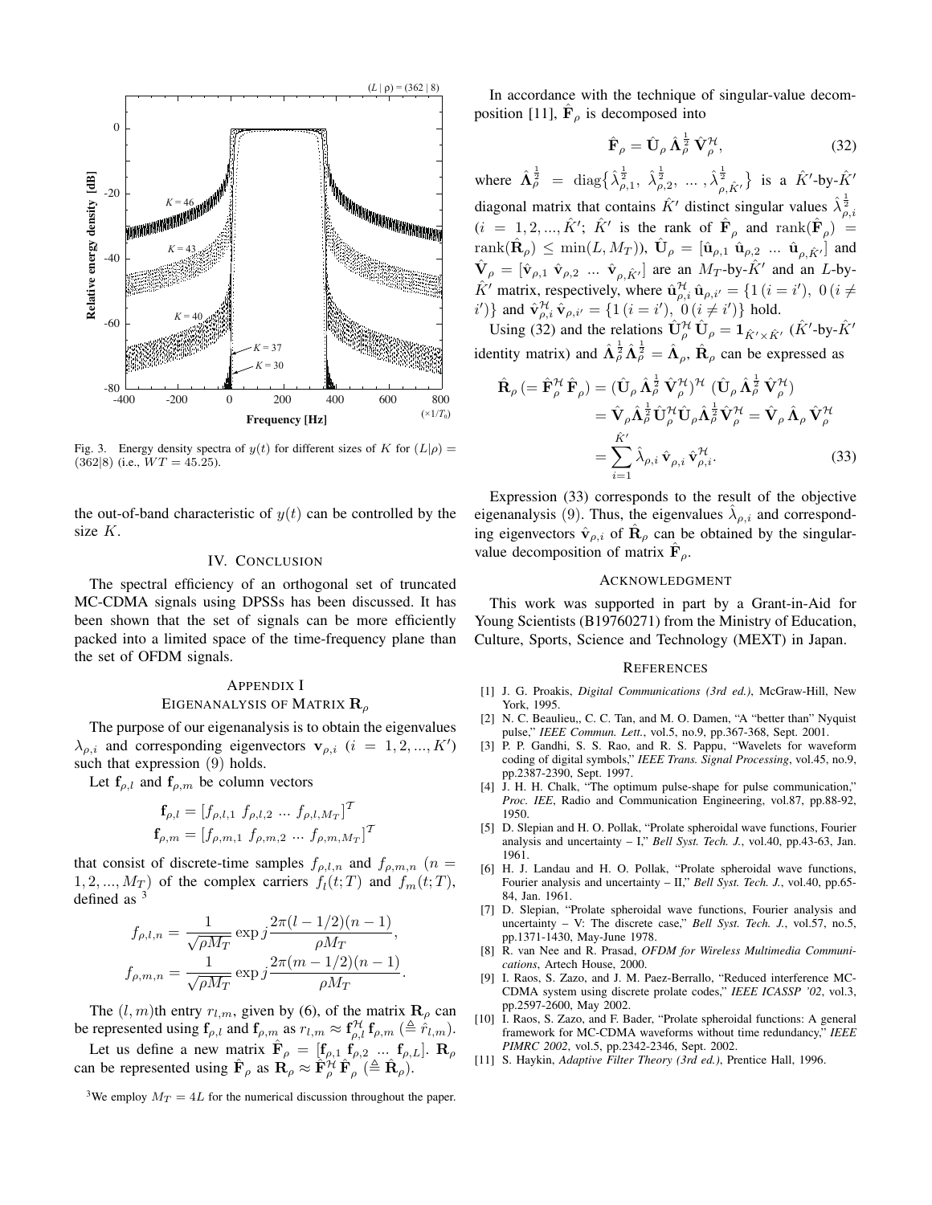$(L \mid \rho) = (362 \mid 8)$

0

-20

-40

-60

-80

-400 -200 0 200 400 600 800

$(\times 1/T_0)$

Relative energy density [dB]

Frequency [Hz]

$K = 46$

$K = 43$

$K = 40$

$K = 37$

$K = 30$

Fig. 3. Energy density spectra of $y(t)$ for different sizes of $K$ for $(L|\rho) = (362|8)$ (i.e., $WT = 45.25$).

the out-of-band characteristic of $y(t)$ can be controlled by the size $K$.

## IV. Conclusion

The spectral efficiency of an orthogonal set of truncated MC-CDMA signals using DPSSs has been discussed. It has been shown that the set of signals can be more efficiently packed into a limited space of the time-frequency plane than the set of OFDM signals.

## Appendix I
## Eigenanalysis of Matrix $\mathbf{R}_\rho$

The purpose of our eigenanalysis is to obtain the eigenvalues $\lambda_{\rho,i}$ and corresponding eigenvectors $\mathbf{v}_{\rho,i}$ $(i = 1, 2, ..., K')$ such that expression $(9)$ holds.

Let $\mathbf{f}_{\rho,l}$ and $\mathbf{f}_{\rho,m}$ be column vectors

$$\mathbf{f}_{\rho,l} = [f_{\rho,l,1} \; f_{\rho,l,2} \; ... \; f_{\rho,l,M_T}]^{\mathcal{T}}$$
$$\mathbf{f}_{\rho,m} = [f_{\rho,m,1} \; f_{\rho,m,2} \; ... \; f_{\rho,m,M_T}]^{\mathcal{T}}$$

that consist of discrete-time samples $f_{\rho,l,n}$ and $f_{\rho,m,n}$ $(n = 1, 2, ..., M_T)$ of the complex carriers $f_l(t;T)$ and $f_m(t;T)$, defined as [3]

$$f_{\rho,l,n} = \frac{1}{\sqrt{\rho M_T}} \exp j\frac{2\pi(l-1/2)(n-1)}{\rho M_T},$$
$$f_{\rho,m,n} = \frac{1}{\sqrt{\rho M_T}} \exp j\frac{2\pi(m-1/2)(n-1)}{\rho M_T}.$$

The $(l,m)$th entry $r_{l,m}$, given by (6), of the matrix $\mathbf{R}_\rho$ can be represented using $\mathbf{f}_{\rho,l}$ and $\mathbf{f}_{\rho,m}$ as $r_{l,m} \approx \mathbf{f}_{\rho,l}^{\mathcal{H}} \mathbf{f}_{\rho,m}$ $(\triangleq \hat{r}_{l,m})$.

Let us define a new matrix $\hat{\mathbf{F}}_\rho = [\mathbf{f}_{\rho,1} \; \mathbf{f}_{\rho,2} \; ... \; \mathbf{f}_{\rho,L}]$. $\mathbf{R}_\rho$ can be represented using $\hat{\mathbf{F}}_\rho$ as $\mathbf{R}_\rho \approx \hat{\mathbf{F}}_\rho^{\mathcal{H}} \hat{\mathbf{F}}_\rho$ $(\triangleq \hat{\mathbf{R}}_\rho)$.

[3]We employ $M_T = 4L$ for the numerical discussion throughout the paper.

In accordance with the technique of singular-value decomposition [11], $\hat{\mathbf{F}}_\rho$ is decomposed into

$$\hat{\mathbf{F}}_\rho = \hat{\mathbf{U}}_\rho \, \hat{\mathbf{\Lambda}}_\rho^{\frac{1}{2}} \, \hat{\mathbf{V}}_\rho^{\mathcal{H}}, \tag{32}$$

where $\hat{\mathbf{\Lambda}}_\rho^{\frac{1}{2}} = \mathrm{diag}\{\hat{\lambda}_{\rho,1}^{\frac{1}{2}}, \; \hat{\lambda}_{\rho,2}^{\frac{1}{2}}, \; ... \; , \hat{\lambda}_{\rho,\hat{K}'}^{\frac{1}{2}}\}$ is a $\hat{K}'$-by-$\hat{K}'$ diagonal matrix that contains $\hat{K}'$ distinct singular values $\hat{\lambda}_{\rho,i}^{\frac{1}{2}}$ $(i = 1, 2, ..., \hat{K}'$; $\hat{K}'$ is the rank of $\hat{\mathbf{F}}_\rho$ and $\mathrm{rank}(\hat{\mathbf{F}}_\rho) = \mathrm{rank}(\hat{\mathbf{R}}_\rho) \le \min(L, M_T))$, $\hat{\mathbf{U}}_\rho = [\hat{\mathbf{u}}_{\rho,1} \; \hat{\mathbf{u}}_{\rho,2} \; ... \; \hat{\mathbf{u}}_{\rho,\hat{K}'}]$ and $\hat{\mathbf{V}}_\rho = [\hat{\mathbf{v}}_{\rho,1} \; \hat{\mathbf{v}}_{\rho,2} \; ... \; \hat{\mathbf{v}}_{\rho,\hat{K}'}]$ are an $M_T$-by-$\hat{K}'$ and an $L$-by-$\hat{K}'$ matrix, respectively, where $\hat{\mathbf{u}}_{\rho,i}^{\mathcal{H}} \hat{\mathbf{u}}_{\rho,i'} = \{1 \, (i = i'), \; 0 \, (i \neq i')\}$ and $\hat{\mathbf{v}}_{\rho,i}^{\mathcal{H}} \hat{\mathbf{v}}_{\rho,i'} = \{1 \, (i = i'), \; 0 \, (i \neq i')\}$ hold.

Using (32) and the relations $\hat{\mathbf{U}}_\rho^{\mathcal{H}} \hat{\mathbf{U}}_\rho = \mathbf{1}_{\hat{K}' \times \hat{K}'}$ ($\hat{K}'$-by-$\hat{K}'$ identity matrix) and $\hat{\mathbf{\Lambda}}_\rho^{\frac{1}{2}} \hat{\mathbf{\Lambda}}_\rho^{\frac{1}{2}} = \hat{\mathbf{\Lambda}}_\rho$, $\hat{\mathbf{R}}_\rho$ can be expressed as

$$\begin{aligned}
\hat{\mathbf{R}}_\rho \, (= \hat{\mathbf{F}}_\rho^{\mathcal{H}} \hat{\mathbf{F}}_\rho) &= (\hat{\mathbf{U}}_\rho \, \hat{\mathbf{\Lambda}}_\rho^{\frac{1}{2}} \, \hat{\mathbf{V}}_\rho^{\mathcal{H}})^{\mathcal{H}} \; (\hat{\mathbf{U}}_\rho \, \hat{\mathbf{\Lambda}}_\rho^{\frac{1}{2}} \, \hat{\mathbf{V}}_\rho^{\mathcal{H}}) \\
&= \hat{\mathbf{V}}_\rho \hat{\mathbf{\Lambda}}_\rho^{\frac{1}{2}} \hat{\mathbf{U}}_\rho^{\mathcal{H}} \hat{\mathbf{U}}_\rho \hat{\mathbf{\Lambda}}_\rho^{\frac{1}{2}} \hat{\mathbf{V}}_\rho^{\mathcal{H}} = \hat{\mathbf{V}}_\rho \, \hat{\mathbf{\Lambda}}_\rho \, \hat{\mathbf{V}}_\rho^{\mathcal{H}} \\
&= \sum_{i=1}^{\hat{K}'} \hat{\lambda}_{\rho,i} \, \hat{\mathbf{v}}_{\rho,i} \, \hat{\mathbf{v}}_{\rho,i}^{\mathcal{H}}.
\end{aligned} \tag{33}$$

Expression (33) corresponds to the result of the objective eigenanalysis $(9)$. Thus, the eigenvalues $\hat{\lambda}_{\rho,i}$ and corresponding eigenvectors $\hat{\mathbf{v}}_{\rho,i}$ of $\hat{\mathbf{R}}_\rho$ can be obtained by the singular-value decomposition of matrix $\hat{\mathbf{F}}_\rho$.

## Acknowledgment

This work was supported in part by a Grant-in-Aid for Young Scientists (B19760271) from the Ministry of Education, Culture, Sports, Science and Technology (MEXT) in Japan.

## References

[1] J. G. Proakis, *Digital Communications (3rd ed.)*, McGraw-Hill, New York, 1995.

[2] N. C. Beaulieu,, C. C. Tan, and M. O. Damen, "A "better than" Nyquist pulse," *IEEE Commun. Lett.*, vol.5, no.9, pp.367-368, Sept. 2001.

[3] P. P. Gandhi, S. S. Rao, and R. S. Pappu, "Wavelets for waveform coding of digital symbols," *IEEE Trans. Signal Processing*, vol.45, no.9, pp.2387-2390, Sept. 1997.

[4] J. H. H. Chalk, "The optimum pulse-shape for pulse communication," *Proc. IEE*, Radio and Communication Engineering, vol.87, pp.88-92, 1950.

[5] D. Slepian and H. O. Pollak, "Prolate spheroidal wave functions, Fourier analysis and uncertainty – I," *Bell Syst. Tech. J.*, vol.40, pp.43-63, Jan. 1961.

[6] H. J. Landau and H. O. Pollak, "Prolate spheroidal wave functions, Fourier analysis and uncertainty – II," *Bell Syst. Tech. J.*, vol.40, pp.65-84, Jan. 1961.

[7] D. Slepian, "Prolate spheroidal wave functions, Fourier analysis and uncertainty – V: The discrete case," *Bell Syst. Tech. J.*, vol.57, no.5, pp.1371-1430, May-June 1978.

[8] R. van Nee and R. Prasad, *OFDM for Wireless Multimedia Communications*, Artech House, 2000.

[9] I. Raos, S. Zazo, and J. M. Paez-Berrallo, "Reduced interference MC-CDMA system using discrete prolate codes," *IEEE ICASSP '02*, vol.3, pp.2597-2600, May 2002.

[10] I. Raos, S. Zazo, and F. Bader, "Prolate spheroidal functions: A general framework for MC-CDMA waveforms without time redundancy," *IEEE PIMRC 2002*, vol.5, pp.2342-2346, Sept. 2002.

[11] S. Haykin, *Adaptive Filter Theory (3rd ed.)*, Prentice Hall, 1996.